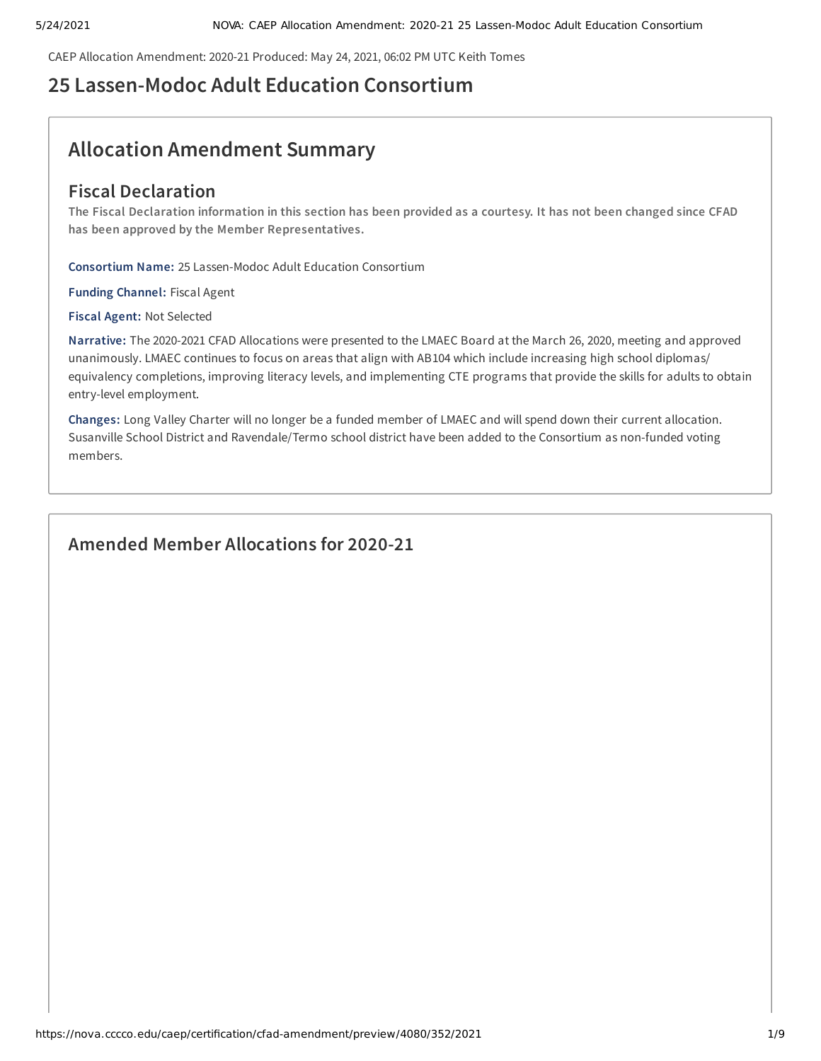CAEP Allocation Amendment: 2020-21 Produced: May 24, 2021, 06:02 PM UTC Keith Tomes

# 25 Lassen-Modoc Adult Education Consortium

## Allocation Amendment Summary

### Fiscal Declaration

**The Fiscal Declaration information in this section has been provided as a courtesy. It has not been changed since CFAD has been approved by the Member Representatives.**

**Consortium Name:** 25 Lassen-Modoc Adult Education Consortium

**Funding Channel:** Fiscal Agent

**Fiscal Agent:** Not Selected

**Narrative:** The 2020-2021 CFAD Allocations were presented to the LMAEC Board at the March 26, 2020, meeting and approved unanimously. LMAEC continues to focus on areas that align with AB104 which include increasing high school diplomas/ equivalency completions, improving literacy levels, and implementing CTE programs that provide the skills for adults to obtain entry-level employment.

**Changes:** Long Valley Charter will no longer be a funded member of LMAEC and will spend down their current allocation. Susanville School District and Ravendale/Termo school district have been added to the Consortium as non-funded voting members.

## Amended Member Allocations for 2020-21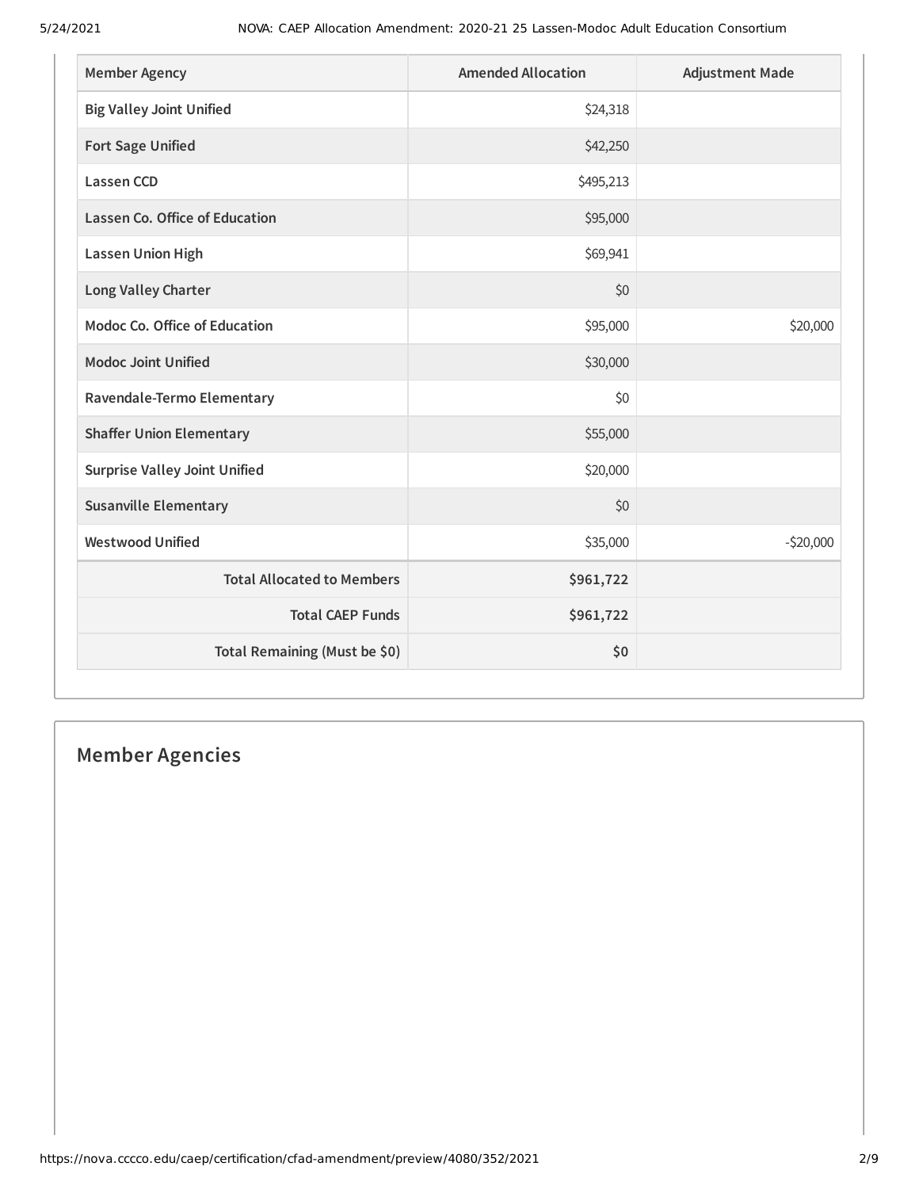| Member Agency | Amended Allocation | Adjustment Made |
| --- | --- | --- |
| Big Valley Joint Unified | $24,318 | |
| Fort Sage Unified | $42,250 | |
| Lassen CCD | $495,213 | |
| Lassen Co. Office of Education | $95,000 | |
| Lassen Union High | $69,941 | |
| Long Valley Charter | $0 | |
| Modoc Co. Office of Education | $95,000 | $20,000 |
| Modoc Joint Unified | $30,000 | |
| Ravendale-Termo Elementary | $0 | |
| Shaffer Union Elementary | $55,000 | |
| Surprise Valley Joint Unified | $20,000 | |
| Susanville Elementary | $0 | |
| Westwood Unified | $35,000 | -$20,000 |
| **Total Allocated to Members** | **$961,722** | |
| **Total CAEP Funds** | **$961,722** | |
| **Total Remaining (Must be $0)** | **$0** | |

## Member Agencies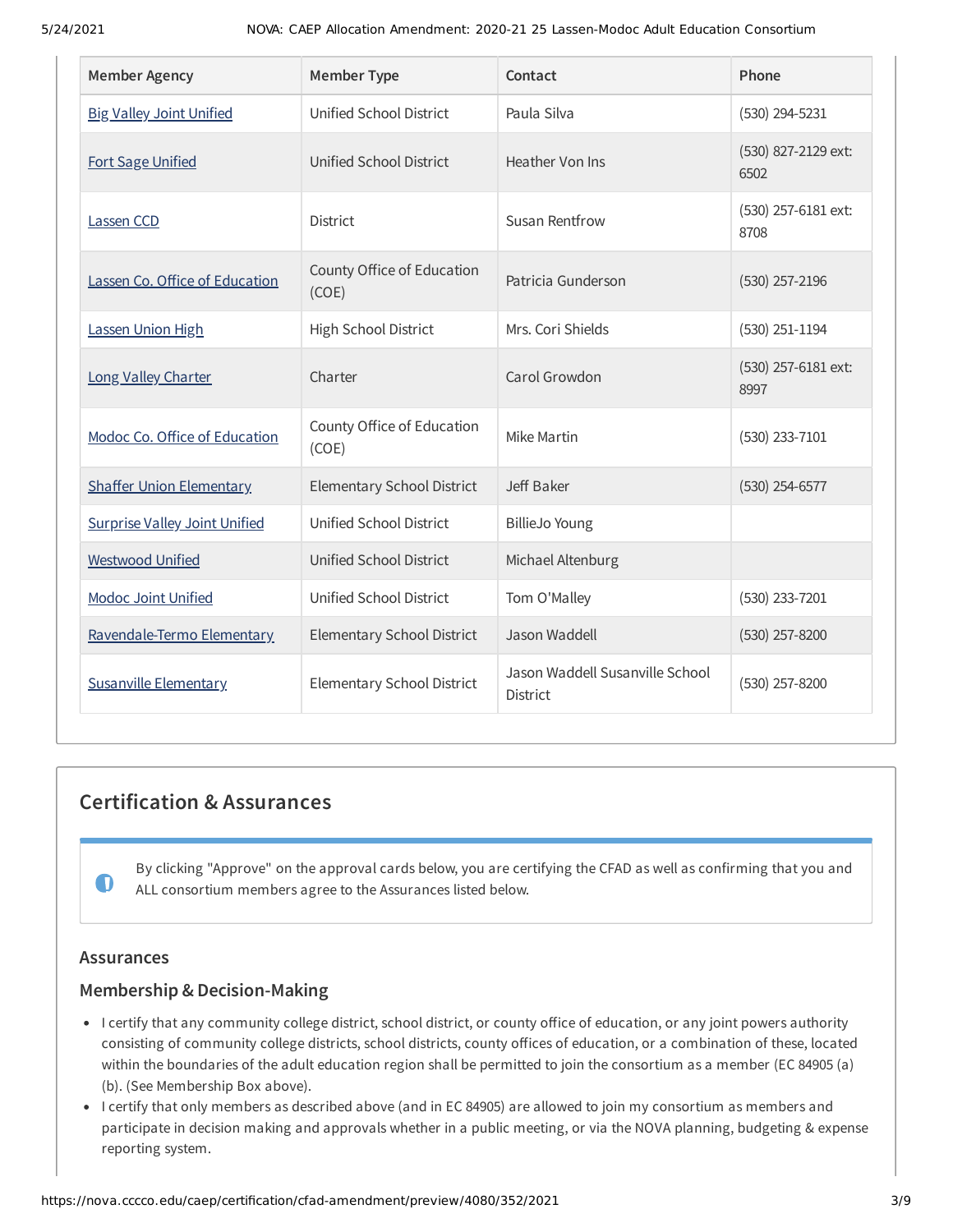| Member Agency | Member Type | Contact | Phone |
|---|---|---|---|
| Big Valley Joint Unified | Unified School District | Paula Silva | (530) 294-5231 |
| Fort Sage Unified | Unified School District | Heather Von Ins | (530) 827-2129 ext: 6502 |
| Lassen CCD | District | Susan Rentfrow | (530) 257-6181 ext: 8708 |
| Lassen Co. Office of Education | County Office of Education (COE) | Patricia Gunderson | (530) 257-2196 |
| Lassen Union High | High School District | Mrs. Cori Shields | (530) 251-1194 |
| Long Valley Charter | Charter | Carol Growdon | (530) 257-6181 ext: 8997 |
| Modoc Co. Office of Education | County Office of Education (COE) | Mike Martin | (530) 233-7101 |
| Shaffer Union Elementary | Elementary School District | Jeff Baker | (530) 254-6577 |
| Surprise Valley Joint Unified | Unified School District | BillieJo Young | |
| Westwood Unified | Unified School District | Michael Altenburg | |
| Modoc Joint Unified | Unified School District | Tom O'Malley | (530) 233-7201 |
| Ravendale-Termo Elementary | Elementary School District | Jason Waddell | (530) 257-8200 |
| Susanville Elementary | Elementary School District | Jason Waddell Susanville School District | (530) 257-8200 |

## Certification & Assurances

By clicking "Approve" on the approval cards below, you are certifying the CFAD as well as confirming that you and ALL consortium members agree to the Assurances listed below.

### Assurances

### Membership & Decision-Making

- I certify that any community college district, school district, or county office of education, or any joint powers authority consisting of community college districts, school districts, county offices of education, or a combination of these, located within the boundaries of the adult education region shall be permitted to join the consortium as a member (EC 84905 (a) (b). (See Membership Box above).
- I certify that only members as described above (and in EC 84905) are allowed to join my consortium as members and participate in decision making and approvals whether in a public meeting, or via the NOVA planning, budgeting & expense reporting system.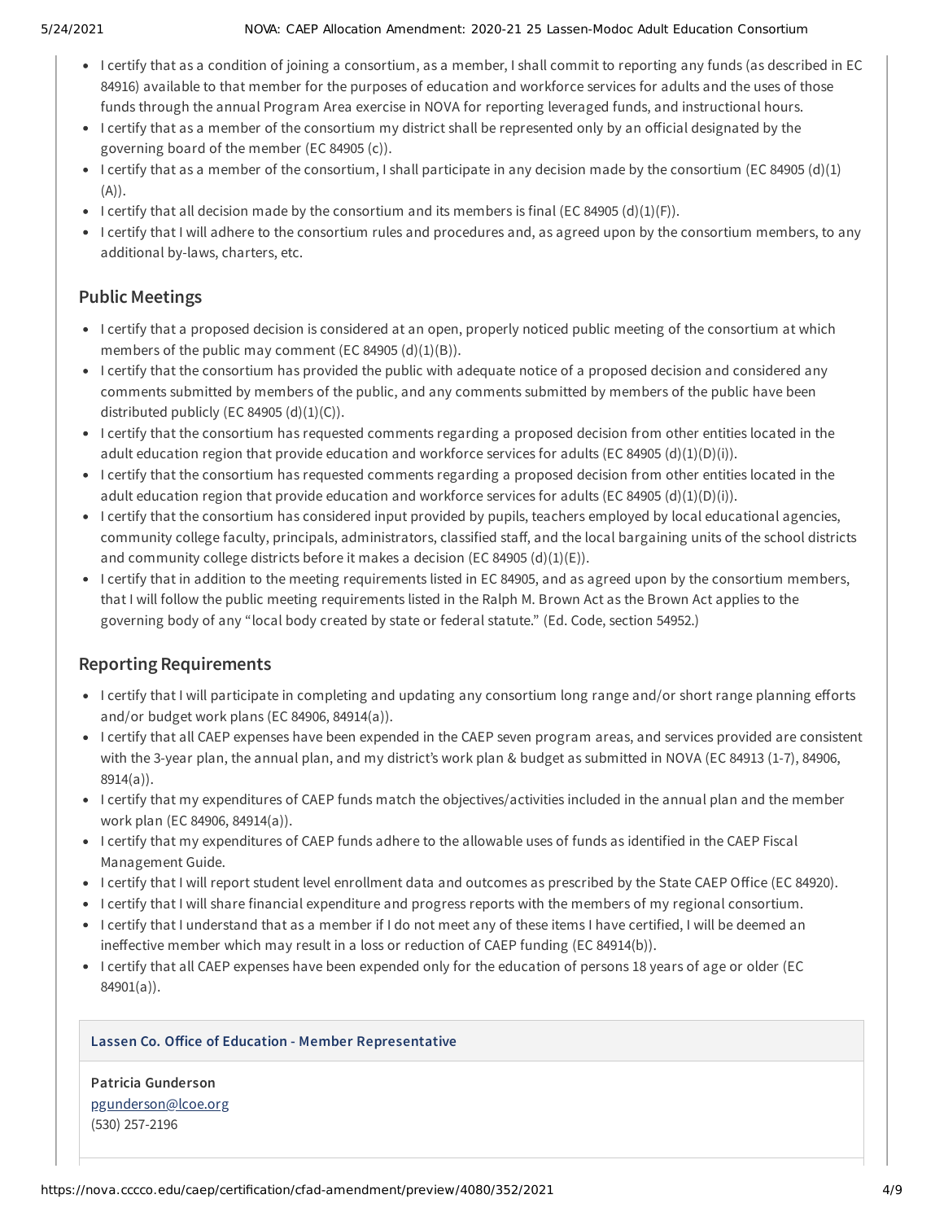- I certify that as a condition of joining a consortium, as a member, I shall commit to reporting any funds (as described in EC 84916) available to that member for the purposes of education and workforce services for adults and the uses of those funds through the annual Program Area exercise in NOVA for reporting leveraged funds, and instructional hours.
- I certify that as a member of the consortium my district shall be represented only by an official designated by the governing board of the member (EC 84905 (c)).
- I certify that as a member of the consortium, I shall participate in any decision made by the consortium (EC 84905 (d)(1)(A)).
- I certify that all decision made by the consortium and its members is final (EC 84905 (d)(1)(F)).
- I certify that I will adhere to the consortium rules and procedures and, as agreed upon by the consortium members, to any additional by-laws, charters, etc.

## Public Meetings

- I certify that a proposed decision is considered at an open, properly noticed public meeting of the consortium at which members of the public may comment (EC 84905 (d)(1)(B)).
- I certify that the consortium has provided the public with adequate notice of a proposed decision and considered any comments submitted by members of the public, and any comments submitted by members of the public have been distributed publicly (EC 84905 (d)(1)(C)).
- I certify that the consortium has requested comments regarding a proposed decision from other entities located in the adult education region that provide education and workforce services for adults (EC 84905 (d)(1)(D)(i)).
- I certify that the consortium has requested comments regarding a proposed decision from other entities located in the adult education region that provide education and workforce services for adults (EC 84905 (d)(1)(D)(i)).
- I certify that the consortium has considered input provided by pupils, teachers employed by local educational agencies, community college faculty, principals, administrators, classified staff, and the local bargaining units of the school districts and community college districts before it makes a decision (EC 84905 (d)(1)(E)).
- I certify that in addition to the meeting requirements listed in EC 84905, and as agreed upon by the consortium members, that I will follow the public meeting requirements listed in the Ralph M. Brown Act as the Brown Act applies to the governing body of any "local body created by state or federal statute." (Ed. Code, section 54952.)

## Reporting Requirements

- I certify that I will participate in completing and updating any consortium long range and/or short range planning efforts and/or budget work plans (EC 84906, 84914(a)).
- I certify that all CAEP expenses have been expended in the CAEP seven program areas, and services provided are consistent with the 3-year plan, the annual plan, and my district's work plan & budget as submitted in NOVA (EC 84913 (1-7), 84906, 8914(a)).
- I certify that my expenditures of CAEP funds match the objectives/activities included in the annual plan and the member work plan (EC 84906, 84914(a)).
- I certify that my expenditures of CAEP funds adhere to the allowable uses of funds as identified in the CAEP Fiscal Management Guide.
- I certify that I will report student level enrollment data and outcomes as prescribed by the State CAEP Office (EC 84920).
- I certify that I will share financial expenditure and progress reports with the members of my regional consortium.
- I certify that I understand that as a member if I do not meet any of these items I have certified, I will be deemed an ineffective member which may result in a loss or reduction of CAEP funding (EC 84914(b)).
- I certify that all CAEP expenses have been expended only for the education of persons 18 years of age or older (EC 84901(a)).

**Lassen Co. Office of Education - Member Representative**

**Patricia Gunderson**
pgunderson@lcoe.org
(530) 257-2196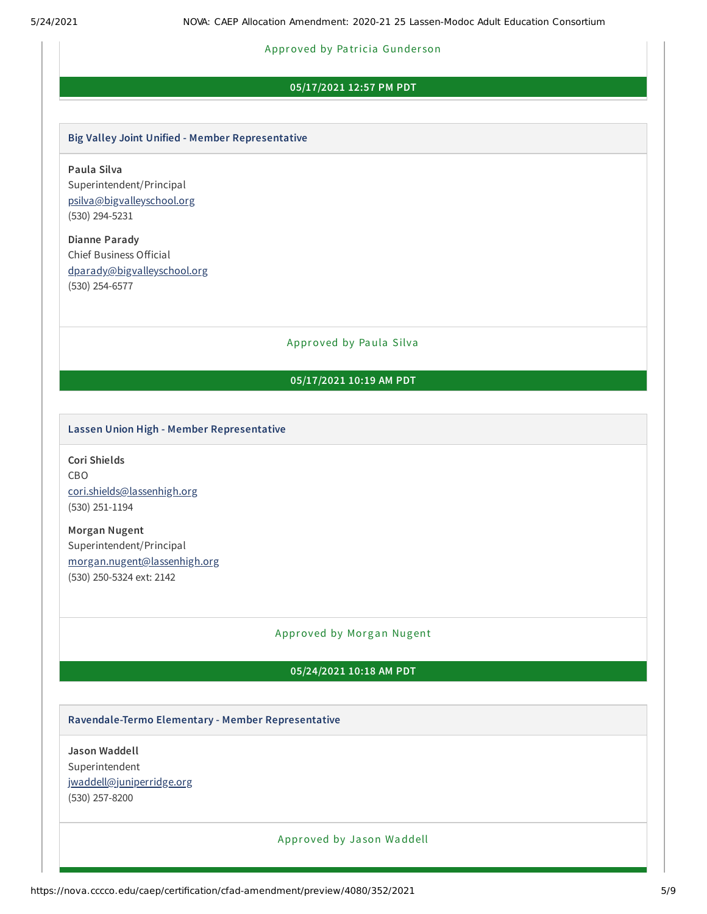Approved by Patricia Gunderson

**05/17/2021 12:57 PM PDT**

### Big Valley Joint Unified - Member Representative

**Paula Silva**
Superintendent/Principal
psilva@bigvalleyschool.org
(530) 294-5231

**Dianne Parady**
Chief Business Official
dparady@bigvalleyschool.org
(530) 254-6577

Approved by Paula Silva

**05/17/2021 10:19 AM PDT**

### Lassen Union High - Member Representative

**Cori Shields**
CBO
cori.shields@lassenhigh.org
(530) 251-1194

**Morgan Nugent**
Superintendent/Principal
morgan.nugent@lassenhigh.org
(530) 250-5324 ext: 2142

Approved by Morgan Nugent

**05/24/2021 10:18 AM PDT**

### Ravendale-Termo Elementary - Member Representative

**Jason Waddell**
Superintendent
jwaddell@juniperridge.org
(530) 257-8200

Approved by Jason Waddell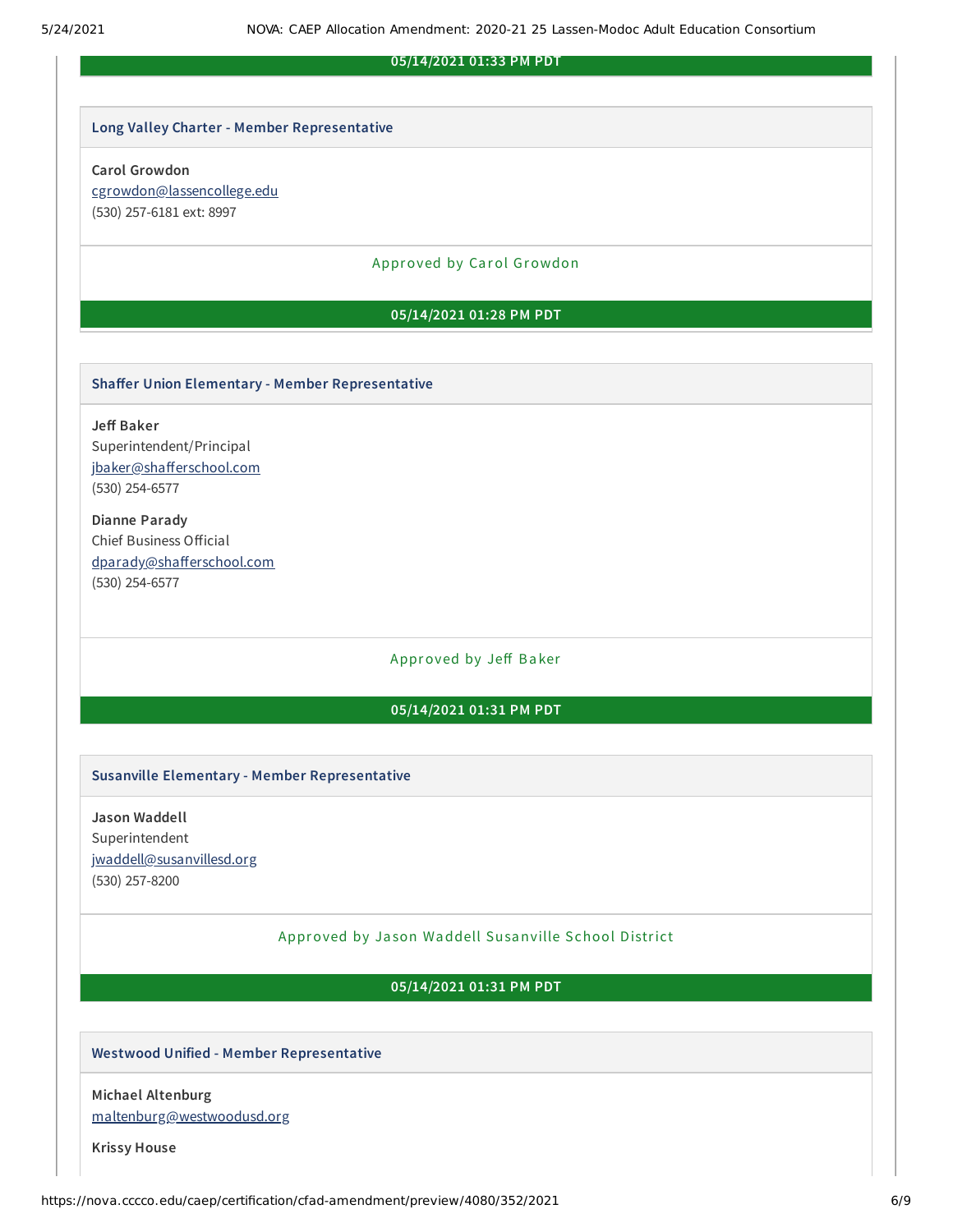**05/14/2021 01:33 PM PDT**

### Long Valley Charter - Member Representative

**Carol Growdon**
[cgrowdon@lassencollege.edu](mailto:cgrowdon@lassencollege.edu)
(530) 257-6181 ext: 8997

Approved by Carol Growdon

**05/14/2021 01:28 PM PDT**

### Shaffer Union Elementary - Member Representative

**Jeff Baker**
Superintendent/Principal
[jbaker@shafferschool.com](mailto:jbaker@shafferschool.com)
(530) 254-6577

**Dianne Parady**
Chief Business Official
[dparady@shafferschool.com](mailto:dparady@shafferschool.com)
(530) 254-6577

Approved by Jeff Baker

**05/14/2021 01:31 PM PDT**

### Susanville Elementary - Member Representative

**Jason Waddell**
Superintendent
[jwaddell@susanvillesd.org](mailto:jwaddell@susanvillesd.org)
(530) 257-8200

Approved by Jason Waddell Susanville School District

**05/14/2021 01:31 PM PDT**

### Westwood Unified - Member Representative

**Michael Altenburg**
[maltenburg@westwoodusd.org](mailto:maltenburg@westwoodusd.org)

**Krissy House**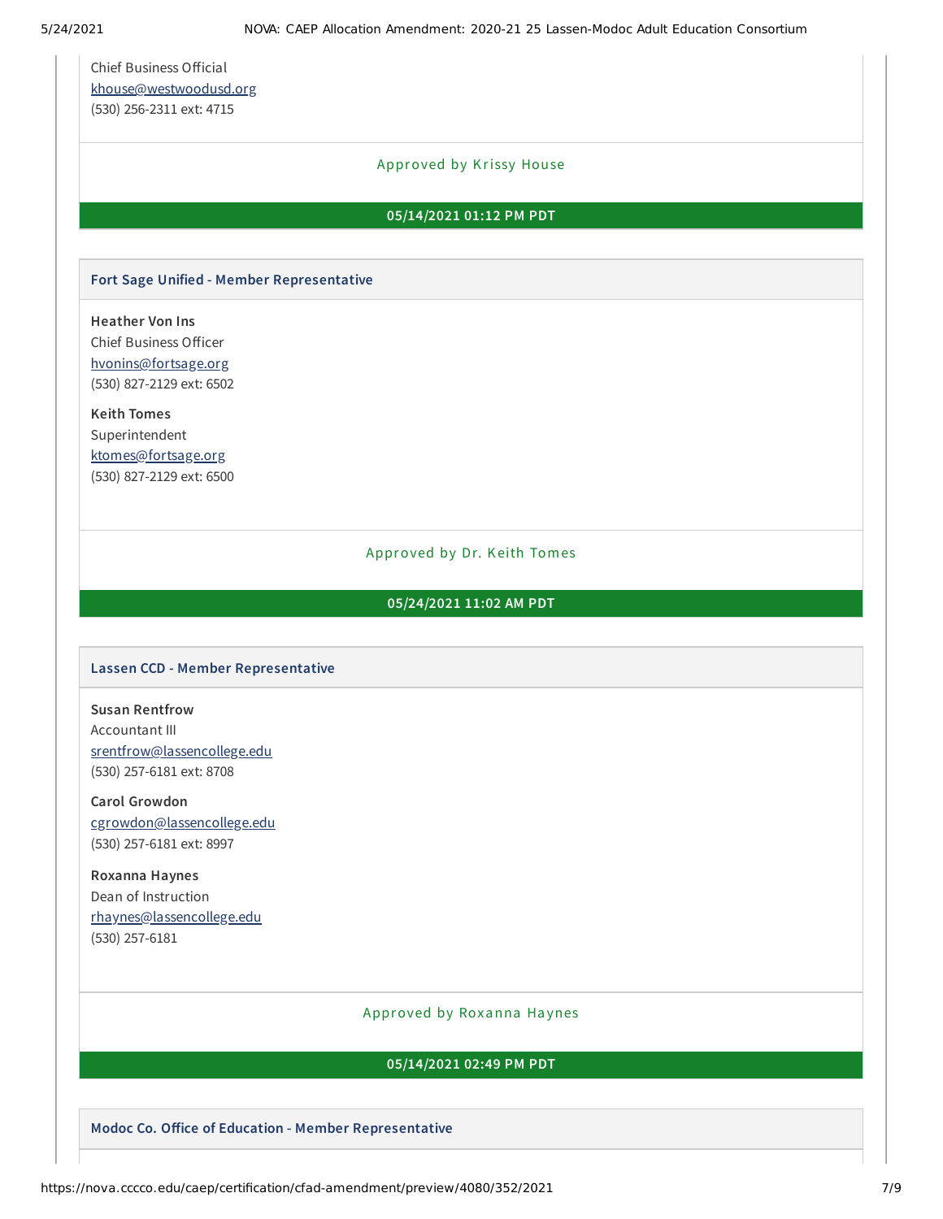Chief Business Official
khouse@westwoodusd.org
(530) 256-2311 ext: 4715

Approved by Krissy House

**05/14/2021 01:12 PM PDT**

### Fort Sage Unified - Member Representative

**Heather Von Ins**
Chief Business Officer
hvonins@fortsage.org
(530) 827-2129 ext: 6502

**Keith Tomes**
Superintendent
ktomes@fortsage.org
(530) 827-2129 ext: 6500

Approved by Dr. Keith Tomes

**05/24/2021 11:02 AM PDT**

### Lassen CCD - Member Representative

**Susan Rentfrow**
Accountant III
srentfrow@lassencollege.edu
(530) 257-6181 ext: 8708

**Carol Growdon**
cgrowdon@lassencollege.edu
(530) 257-6181 ext: 8997

**Roxanna Haynes**
Dean of Instruction
rhaynes@lassencollege.edu
(530) 257-6181

Approved by Roxanna Haynes

**05/14/2021 02:49 PM PDT**

### Modoc Co. Office of Education - Member Representative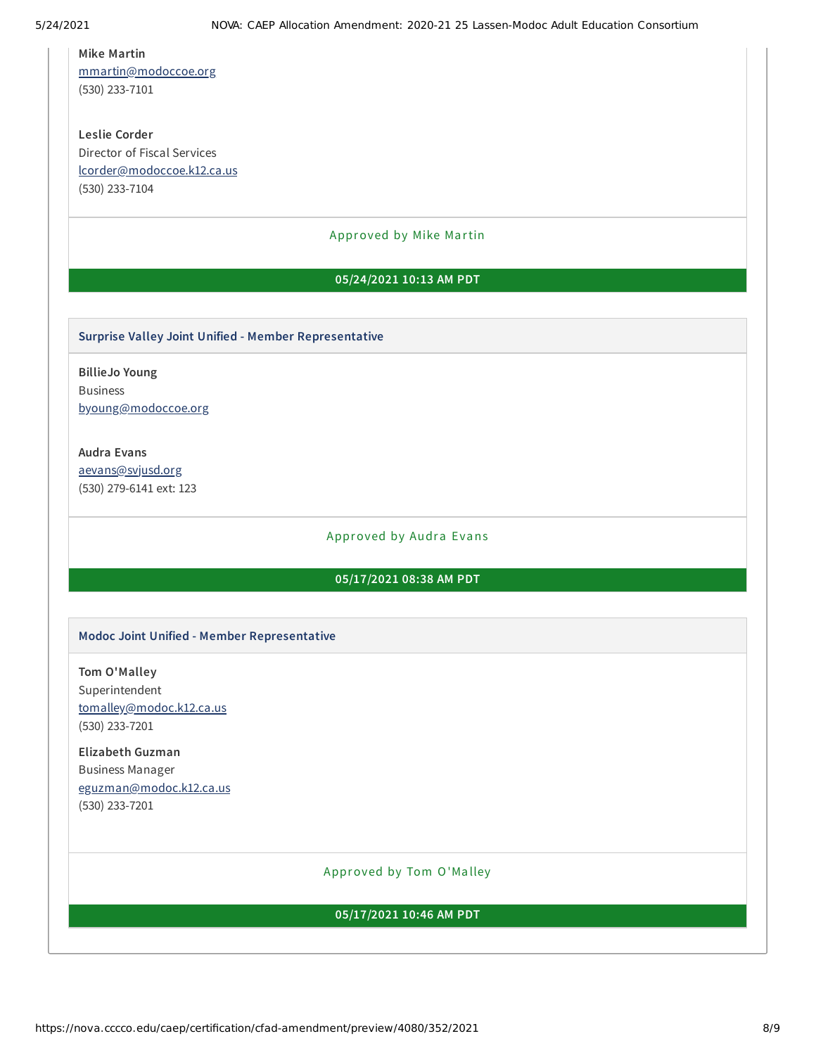**Mike Martin**
mmartin@modoccoe.org
(530) 233-7101

**Leslie Corder**
Director of Fiscal Services
lcorder@modoccoe.k12.ca.us
(530) 233-7104

Approved by Mike Martin

**05/24/2021 10:13 AM PDT**

### Surprise Valley Joint Unified - Member Representative

**BillieJo Young**
Business
byoung@modoccoe.org

**Audra Evans**
aevans@svjusd.org
(530) 279-6141 ext: 123

Approved by Audra Evans

**05/17/2021 08:38 AM PDT**

### Modoc Joint Unified - Member Representative

**Tom O'Malley**
Superintendent
tomalley@modoc.k12.ca.us
(530) 233-7201

**Elizabeth Guzman**
Business Manager
eguzman@modoc.k12.ca.us
(530) 233-7201

Approved by Tom O'Malley

**05/17/2021 10:46 AM PDT**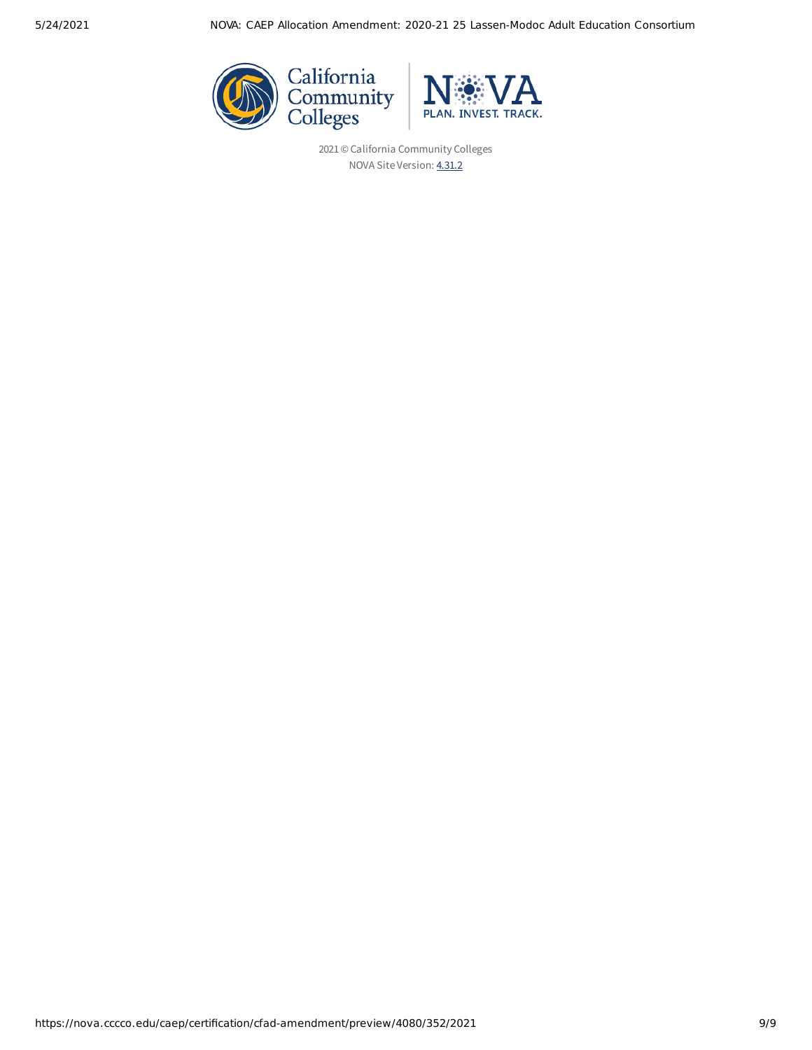2021 © California Community Colleges
NOVA Site Version: 4.31.2